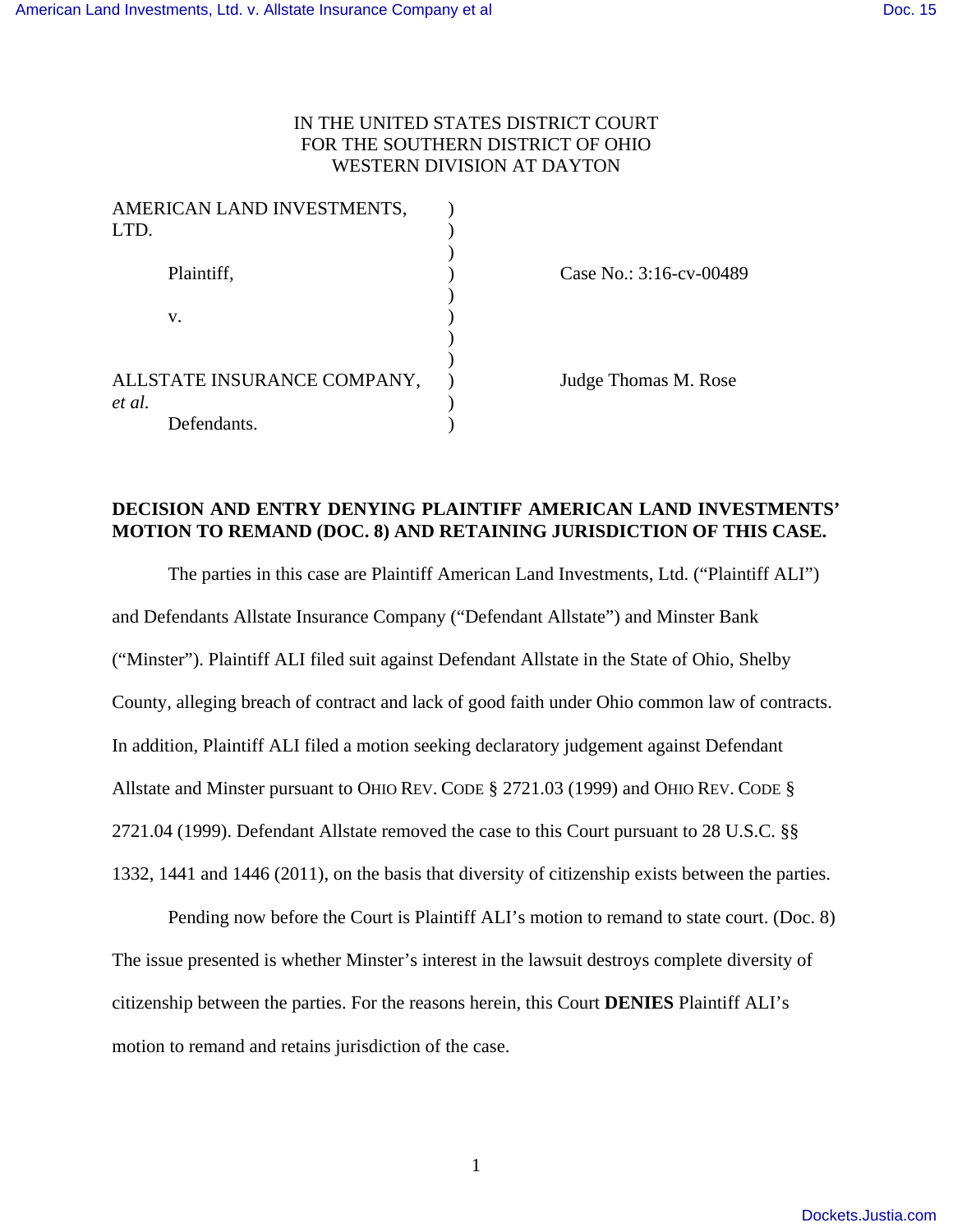IN THE UNITED STATES DISTRICT COURT
FOR THE SOUTHERN DISTRICT OF OHIO
WESTERN DIVISION AT DAYTON

| | | |
|---|---|---|
| AMERICAN LAND INVESTMENTS, LTD. | ) | |
| Plaintiff, | ) | Case No.: 3:16-cv-00489 |
| v. | ) | |
| ALLSTATE INSURANCE COMPANY, *et al.* | ) | Judge Thomas M. Rose |
| Defendants. | ) | |

**DECISION AND ENTRY DENYING PLAINTIFF AMERICAN LAND INVESTMENTS' MOTION TO REMAND (DOC. 8) AND RETAINING JURISDICTION OF THIS CASE.**

The parties in this case are Plaintiff American Land Investments, Ltd. ("Plaintiff ALI") and Defendants Allstate Insurance Company ("Defendant Allstate") and Minster Bank ("Minster"). Plaintiff ALI filed suit against Defendant Allstate in the State of Ohio, Shelby County, alleging breach of contract and lack of good faith under Ohio common law of contracts. In addition, Plaintiff ALI filed a motion seeking declaratory judgement against Defendant Allstate and Minster pursuant to OHIO REV. CODE § 2721.03 (1999) and OHIO REV. CODE § 2721.04 (1999). Defendant Allstate removed the case to this Court pursuant to 28 U.S.C. §§ 1332, 1441 and 1446 (2011), on the basis that diversity of citizenship exists between the parties.

Pending now before the Court is Plaintiff ALI's motion to remand to state court. (Doc. 8) The issue presented is whether Minster's interest in the lawsuit destroys complete diversity of citizenship between the parties. For the reasons herein, this Court **DENIES** Plaintiff ALI's motion to remand and retains jurisdiction of the case.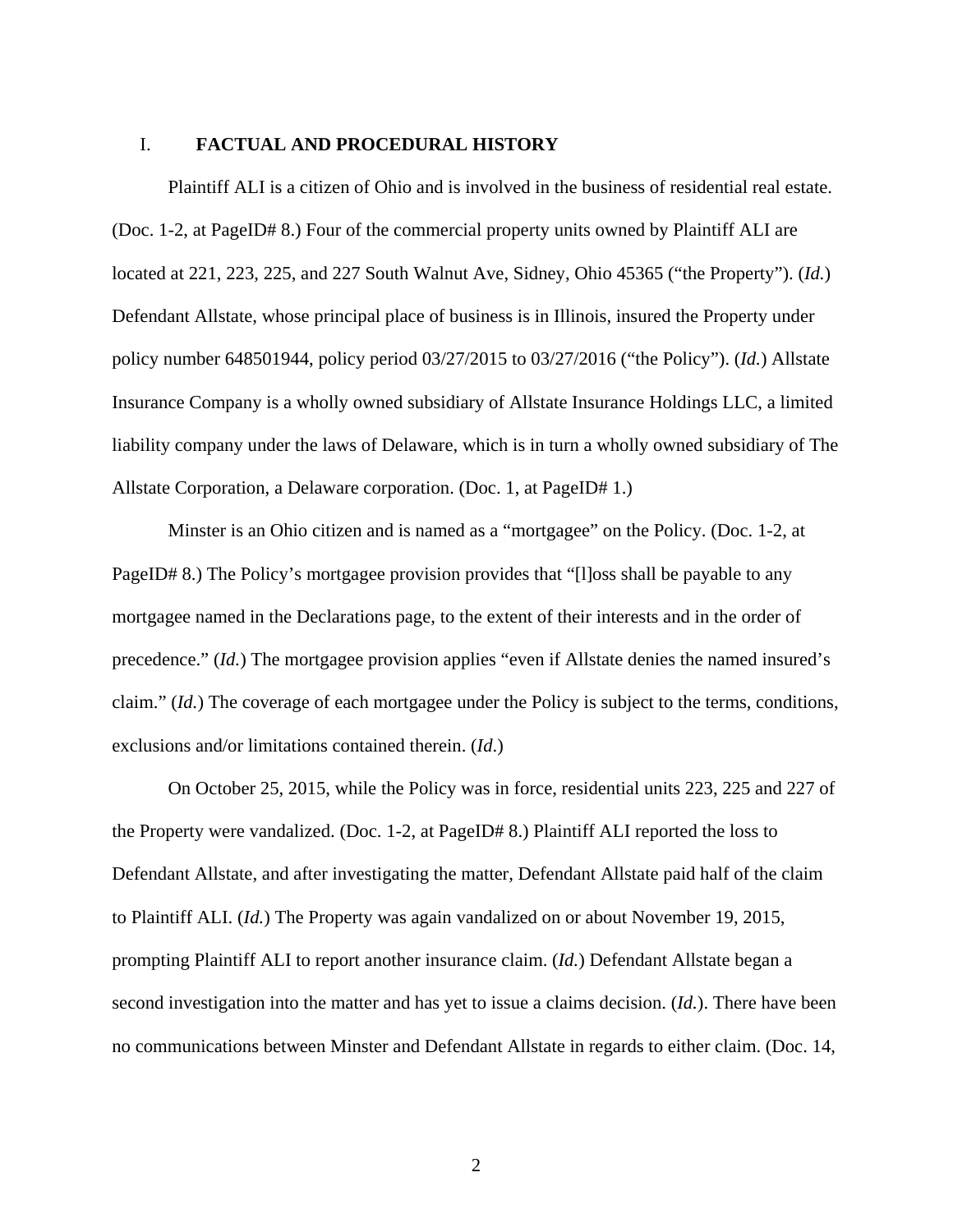## I. FACTUAL AND PROCEDURAL HISTORY

Plaintiff ALI is a citizen of Ohio and is involved in the business of residential real estate. (Doc. 1-2, at PageID# 8.) Four of the commercial property units owned by Plaintiff ALI are located at 221, 223, 225, and 227 South Walnut Ave, Sidney, Ohio 45365 ("the Property"). (*Id.*) Defendant Allstate, whose principal place of business is in Illinois, insured the Property under policy number 648501944, policy period 03/27/2015 to 03/27/2016 ("the Policy"). (*Id.*) Allstate Insurance Company is a wholly owned subsidiary of Allstate Insurance Holdings LLC, a limited liability company under the laws of Delaware, which is in turn a wholly owned subsidiary of The Allstate Corporation, a Delaware corporation. (Doc. 1, at PageID# 1.)

Minster is an Ohio citizen and is named as a "mortgagee" on the Policy. (Doc. 1-2, at PageID# 8.) The Policy's mortgagee provision provides that "[l]oss shall be payable to any mortgagee named in the Declarations page, to the extent of their interests and in the order of precedence." (*Id.*) The mortgagee provision applies "even if Allstate denies the named insured's claim." (*Id.*) The coverage of each mortgagee under the Policy is subject to the terms, conditions, exclusions and/or limitations contained therein. (*Id*.)

On October 25, 2015, while the Policy was in force, residential units 223, 225 and 227 of the Property were vandalized. (Doc. 1-2, at PageID# 8.) Plaintiff ALI reported the loss to Defendant Allstate, and after investigating the matter, Defendant Allstate paid half of the claim to Plaintiff ALI. (*Id.*) The Property was again vandalized on or about November 19, 2015, prompting Plaintiff ALI to report another insurance claim. (*Id.*) Defendant Allstate began a second investigation into the matter and has yet to issue a claims decision. (*Id.*). There have been no communications between Minster and Defendant Allstate in regards to either claim. (Doc. 14,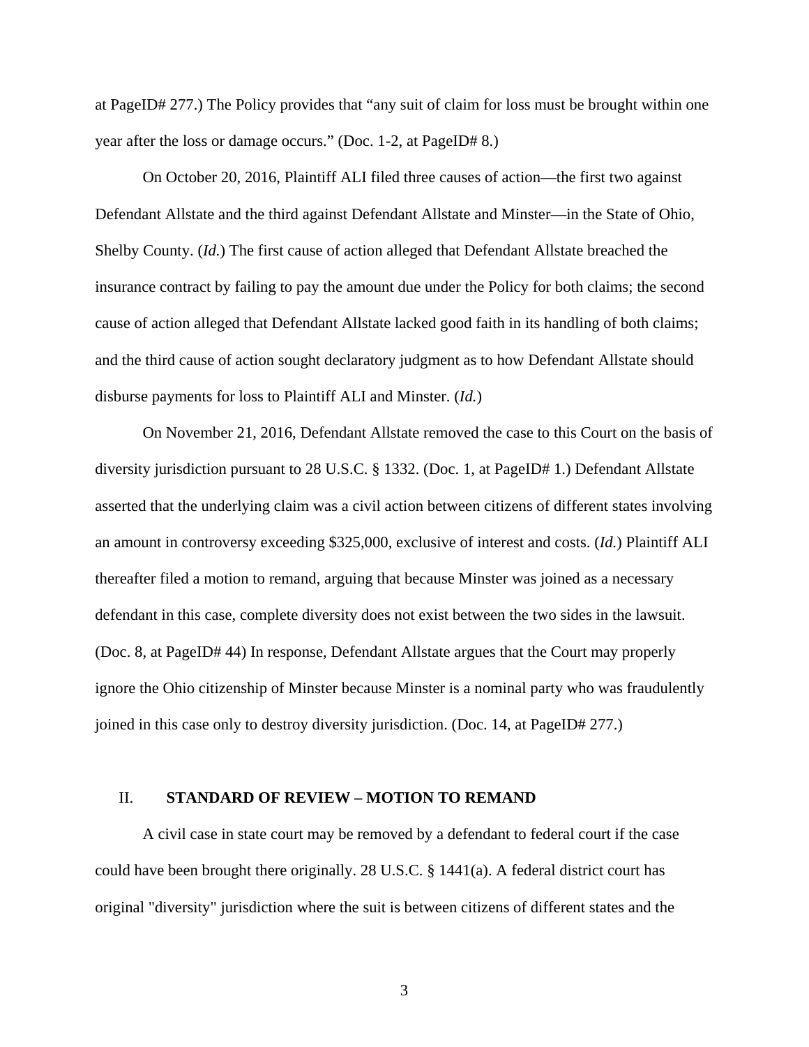at PageID# 277.) The Policy provides that "any suit of claim for loss must be brought within one year after the loss or damage occurs." (Doc. 1-2, at PageID# 8.)

On October 20, 2016, Plaintiff ALI filed three causes of action—the first two against Defendant Allstate and the third against Defendant Allstate and Minster—in the State of Ohio, Shelby County. (*Id.*) The first cause of action alleged that Defendant Allstate breached the insurance contract by failing to pay the amount due under the Policy for both claims; the second cause of action alleged that Defendant Allstate lacked good faith in its handling of both claims; and the third cause of action sought declaratory judgment as to how Defendant Allstate should disburse payments for loss to Plaintiff ALI and Minster. (*Id.*)

On November 21, 2016, Defendant Allstate removed the case to this Court on the basis of diversity jurisdiction pursuant to 28 U.S.C. § 1332. (Doc. 1, at PageID# 1.) Defendant Allstate asserted that the underlying claim was a civil action between citizens of different states involving an amount in controversy exceeding $325,000, exclusive of interest and costs. (*Id.*) Plaintiff ALI thereafter filed a motion to remand, arguing that because Minster was joined as a necessary defendant in this case, complete diversity does not exist between the two sides in the lawsuit. (Doc. 8, at PageID# 44) In response, Defendant Allstate argues that the Court may properly ignore the Ohio citizenship of Minster because Minster is a nominal party who was fraudulently joined in this case only to destroy diversity jurisdiction. (Doc. 14, at PageID# 277.)

## II. STANDARD OF REVIEW – MOTION TO REMAND

A civil case in state court may be removed by a defendant to federal court if the case could have been brought there originally. 28 U.S.C. § 1441(a). A federal district court has original "diversity" jurisdiction where the suit is between citizens of different states and the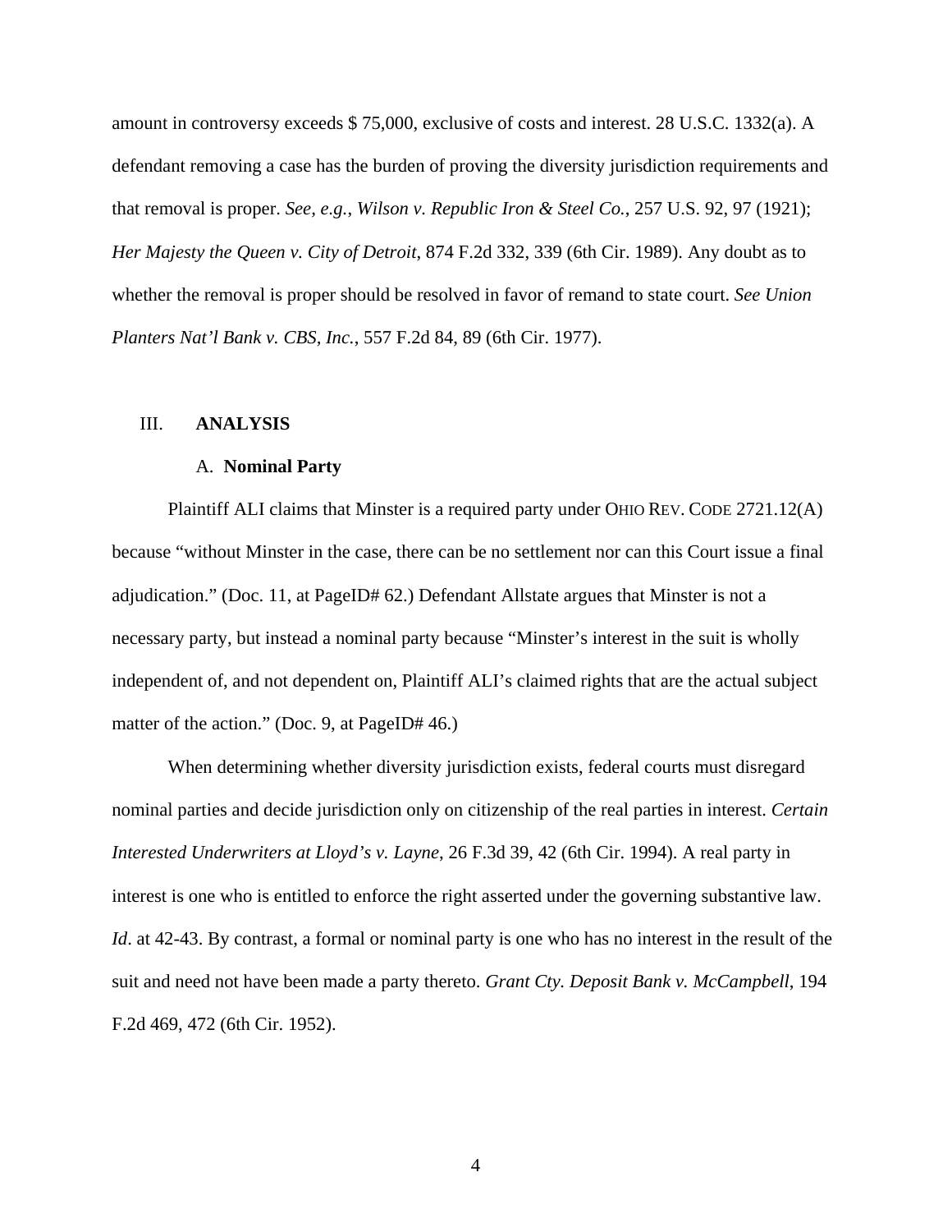amount in controversy exceeds $ 75,000, exclusive of costs and interest. 28 U.S.C. 1332(a). A defendant removing a case has the burden of proving the diversity jurisdiction requirements and that removal is proper. *See, e.g.*, *Wilson v. Republic Iron & Steel Co.*, 257 U.S. 92, 97 (1921); *Her Majesty the Queen v. City of Detroit*, 874 F.2d 332, 339 (6th Cir. 1989). Any doubt as to whether the removal is proper should be resolved in favor of remand to state court. *See Union Planters Nat'l Bank v. CBS, Inc.*, 557 F.2d 84, 89 (6th Cir. 1977).

## III. **ANALYSIS**

### A. **Nominal Party**

Plaintiff ALI claims that Minster is a required party under OHIO REV. CODE 2721.12(A) because "without Minster in the case, there can be no settlement nor can this Court issue a final adjudication." (Doc. 11, at PageID# 62.) Defendant Allstate argues that Minster is not a necessary party, but instead a nominal party because "Minster's interest in the suit is wholly independent of, and not dependent on, Plaintiff ALI's claimed rights that are the actual subject matter of the action." (Doc. 9, at PageID# 46.)

When determining whether diversity jurisdiction exists, federal courts must disregard nominal parties and decide jurisdiction only on citizenship of the real parties in interest. *Certain Interested Underwriters at Lloyd's v. Layne*, 26 F.3d 39, 42 (6th Cir. 1994). A real party in interest is one who is entitled to enforce the right asserted under the governing substantive law. *Id*. at 42-43. By contrast, a formal or nominal party is one who has no interest in the result of the suit and need not have been made a party thereto. *Grant Cty. Deposit Bank v. McCampbell*, 194 F.2d 469, 472 (6th Cir. 1952).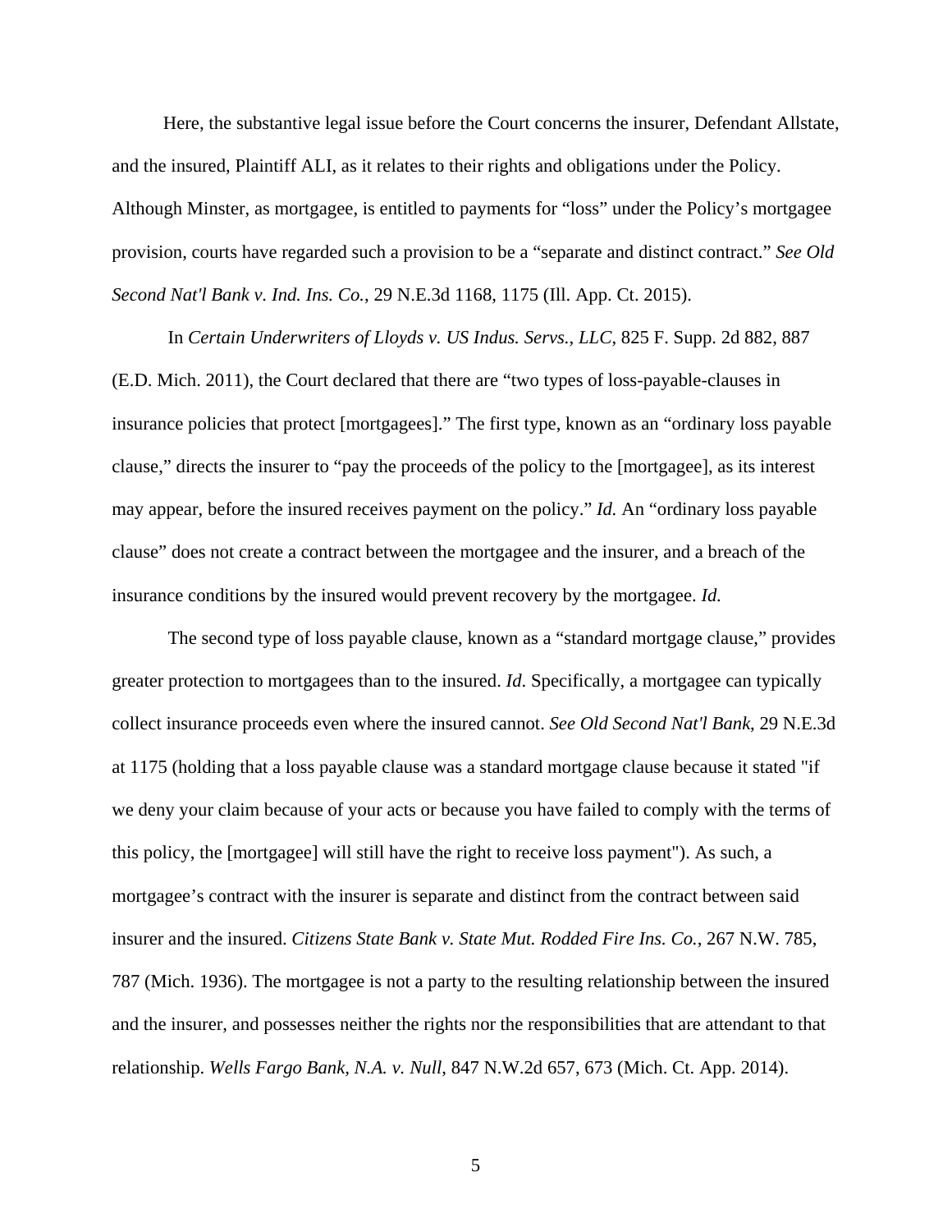Here, the substantive legal issue before the Court concerns the insurer, Defendant Allstate, and the insured, Plaintiff ALI, as it relates to their rights and obligations under the Policy. Although Minster, as mortgagee, is entitled to payments for "loss" under the Policy's mortgagee provision, courts have regarded such a provision to be a "separate and distinct contract." *See Old Second Nat'l Bank v. Ind. Ins. Co.*, 29 N.E.3d 1168, 1175 (Ill. App. Ct. 2015).

In *Certain Underwriters of Lloyds v. US Indus. Servs., LLC*, 825 F. Supp. 2d 882, 887 (E.D. Mich. 2011), the Court declared that there are "two types of loss-payable-clauses in insurance policies that protect [mortgagees]." The first type, known as an "ordinary loss payable clause," directs the insurer to "pay the proceeds of the policy to the [mortgagee], as its interest may appear, before the insured receives payment on the policy." *Id.* An "ordinary loss payable clause" does not create a contract between the mortgagee and the insurer, and a breach of the insurance conditions by the insured would prevent recovery by the mortgagee. *Id.*

The second type of loss payable clause, known as a "standard mortgage clause," provides greater protection to mortgagees than to the insured. *Id*. Specifically, a mortgagee can typically collect insurance proceeds even where the insured cannot. *See Old Second Nat'l Bank*, 29 N.E.3d at 1175 (holding that a loss payable clause was a standard mortgage clause because it stated "if we deny your claim because of your acts or because you have failed to comply with the terms of this policy, the [mortgagee] will still have the right to receive loss payment"). As such, a mortgagee's contract with the insurer is separate and distinct from the contract between said insurer and the insured. *Citizens State Bank v. State Mut. Rodded Fire Ins. Co.*, 267 N.W. 785, 787 (Mich. 1936). The mortgagee is not a party to the resulting relationship between the insured and the insurer, and possesses neither the rights nor the responsibilities that are attendant to that relationship. *Wells Fargo Bank, N.A. v. Null*, 847 N.W.2d 657, 673 (Mich. Ct. App. 2014).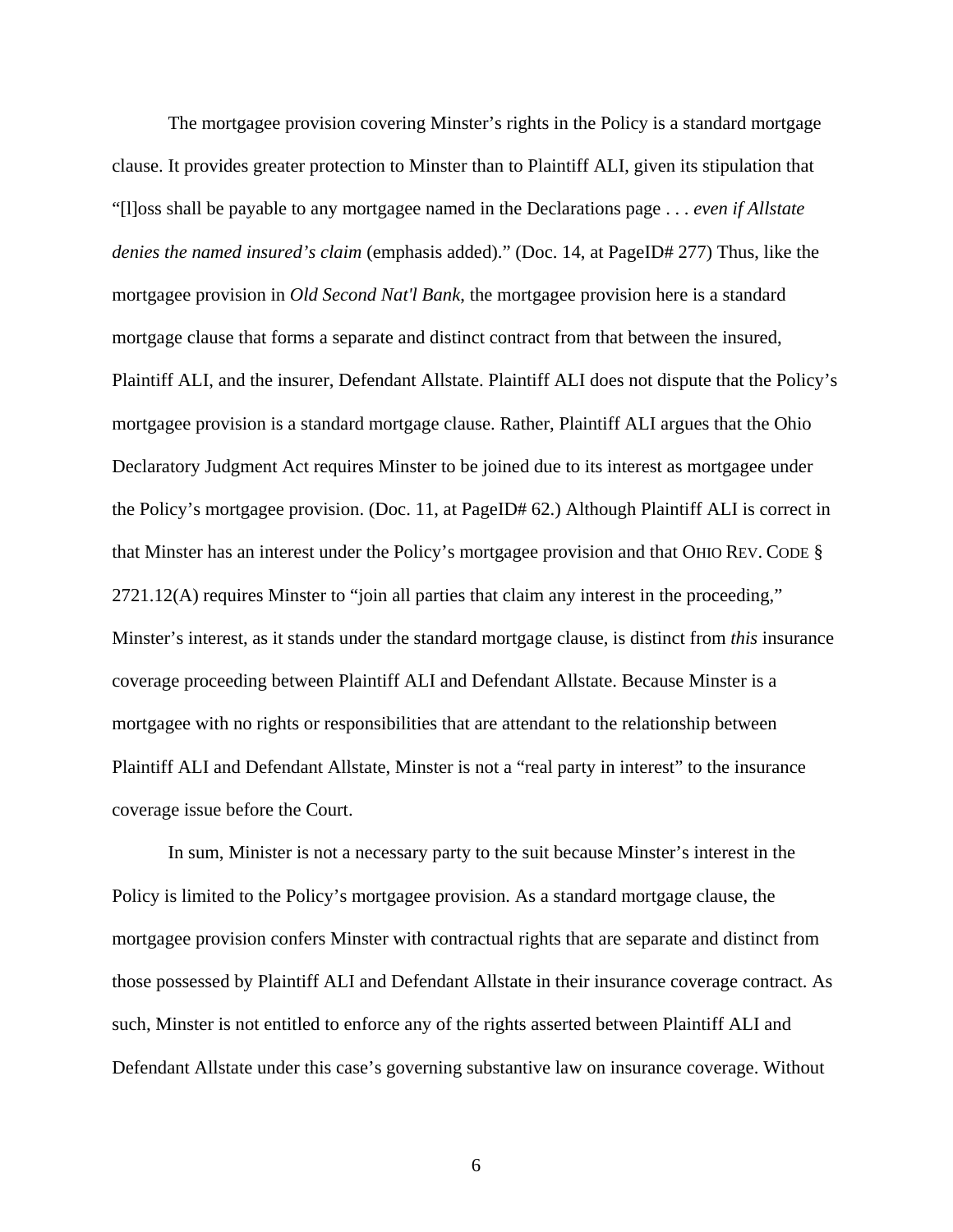The mortgagee provision covering Minster's rights in the Policy is a standard mortgage clause. It provides greater protection to Minster than to Plaintiff ALI, given its stipulation that "[l]oss shall be payable to any mortgagee named in the Declarations page . . . *even if Allstate denies the named insured's claim* (emphasis added)." (Doc. 14, at PageID# 277) Thus, like the mortgagee provision in *Old Second Nat'l Bank*, the mortgagee provision here is a standard mortgage clause that forms a separate and distinct contract from that between the insured, Plaintiff ALI, and the insurer, Defendant Allstate. Plaintiff ALI does not dispute that the Policy's mortgagee provision is a standard mortgage clause. Rather, Plaintiff ALI argues that the Ohio Declaratory Judgment Act requires Minster to be joined due to its interest as mortgagee under the Policy's mortgagee provision. (Doc. 11, at PageID# 62.) Although Plaintiff ALI is correct in that Minster has an interest under the Policy's mortgagee provision and that OHIO REV. CODE § 2721.12(A) requires Minster to "join all parties that claim any interest in the proceeding," Minster's interest, as it stands under the standard mortgage clause, is distinct from *this* insurance coverage proceeding between Plaintiff ALI and Defendant Allstate. Because Minster is a mortgagee with no rights or responsibilities that are attendant to the relationship between Plaintiff ALI and Defendant Allstate, Minster is not a "real party in interest" to the insurance coverage issue before the Court.

In sum, Minister is not a necessary party to the suit because Minster's interest in the Policy is limited to the Policy's mortgagee provision. As a standard mortgage clause, the mortgagee provision confers Minster with contractual rights that are separate and distinct from those possessed by Plaintiff ALI and Defendant Allstate in their insurance coverage contract. As such, Minster is not entitled to enforce any of the rights asserted between Plaintiff ALI and Defendant Allstate under this case's governing substantive law on insurance coverage. Without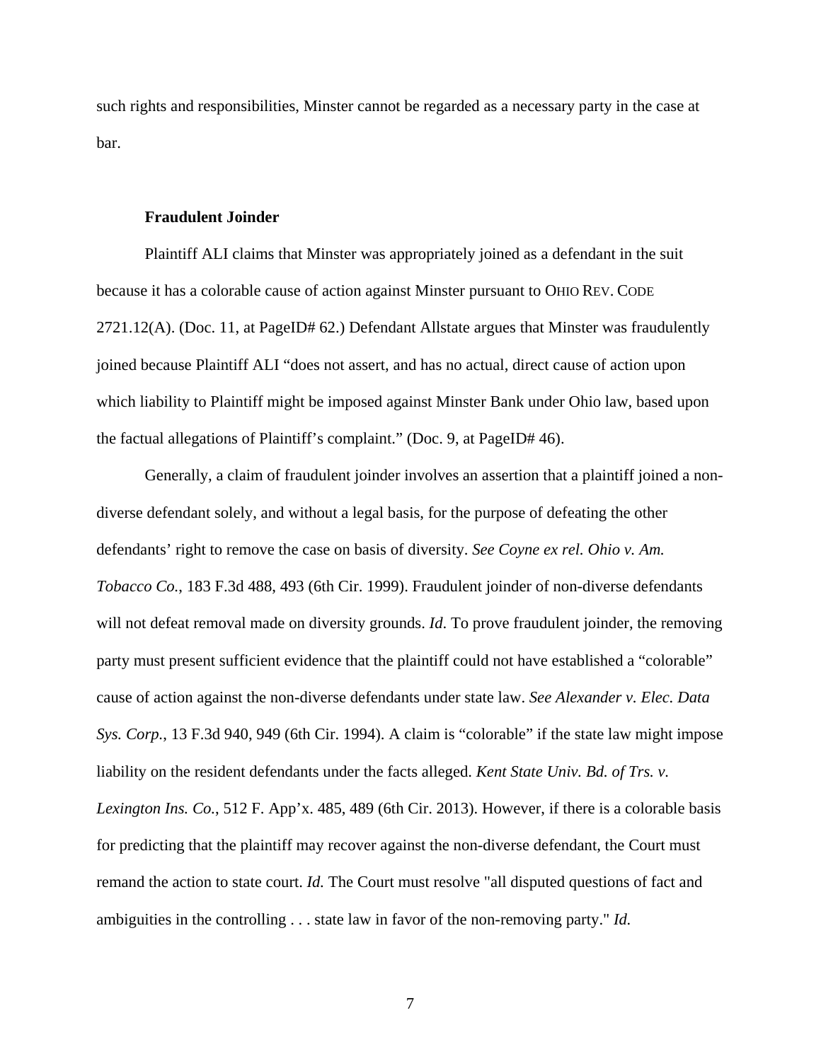such rights and responsibilities, Minster cannot be regarded as a necessary party in the case at bar.

**Fraudulent Joinder**

Plaintiff ALI claims that Minster was appropriately joined as a defendant in the suit because it has a colorable cause of action against Minster pursuant to OHIO REV. CODE 2721.12(A). (Doc. 11, at PageID# 62.) Defendant Allstate argues that Minster was fraudulently joined because Plaintiff ALI "does not assert, and has no actual, direct cause of action upon which liability to Plaintiff might be imposed against Minster Bank under Ohio law, based upon the factual allegations of Plaintiff's complaint." (Doc. 9, at PageID# 46).

Generally, a claim of fraudulent joinder involves an assertion that a plaintiff joined a non-diverse defendant solely, and without a legal basis, for the purpose of defeating the other defendants' right to remove the case on basis of diversity. *See Coyne ex rel. Ohio v. Am. Tobacco Co.*, 183 F.3d 488, 493 (6th Cir. 1999). Fraudulent joinder of non-diverse defendants will not defeat removal made on diversity grounds. *Id.* To prove fraudulent joinder, the removing party must present sufficient evidence that the plaintiff could not have established a "colorable" cause of action against the non-diverse defendants under state law. *See Alexander v. Elec. Data Sys. Corp.*, 13 F.3d 940, 949 (6th Cir. 1994). A claim is "colorable" if the state law might impose liability on the resident defendants under the facts alleged. *Kent State Univ. Bd. of Trs. v. Lexington Ins. Co.*, 512 F. App'x. 485, 489 (6th Cir. 2013). However, if there is a colorable basis for predicting that the plaintiff may recover against the non-diverse defendant, the Court must remand the action to state court. *Id.* The Court must resolve "all disputed questions of fact and ambiguities in the controlling . . . state law in favor of the non-removing party." *Id.*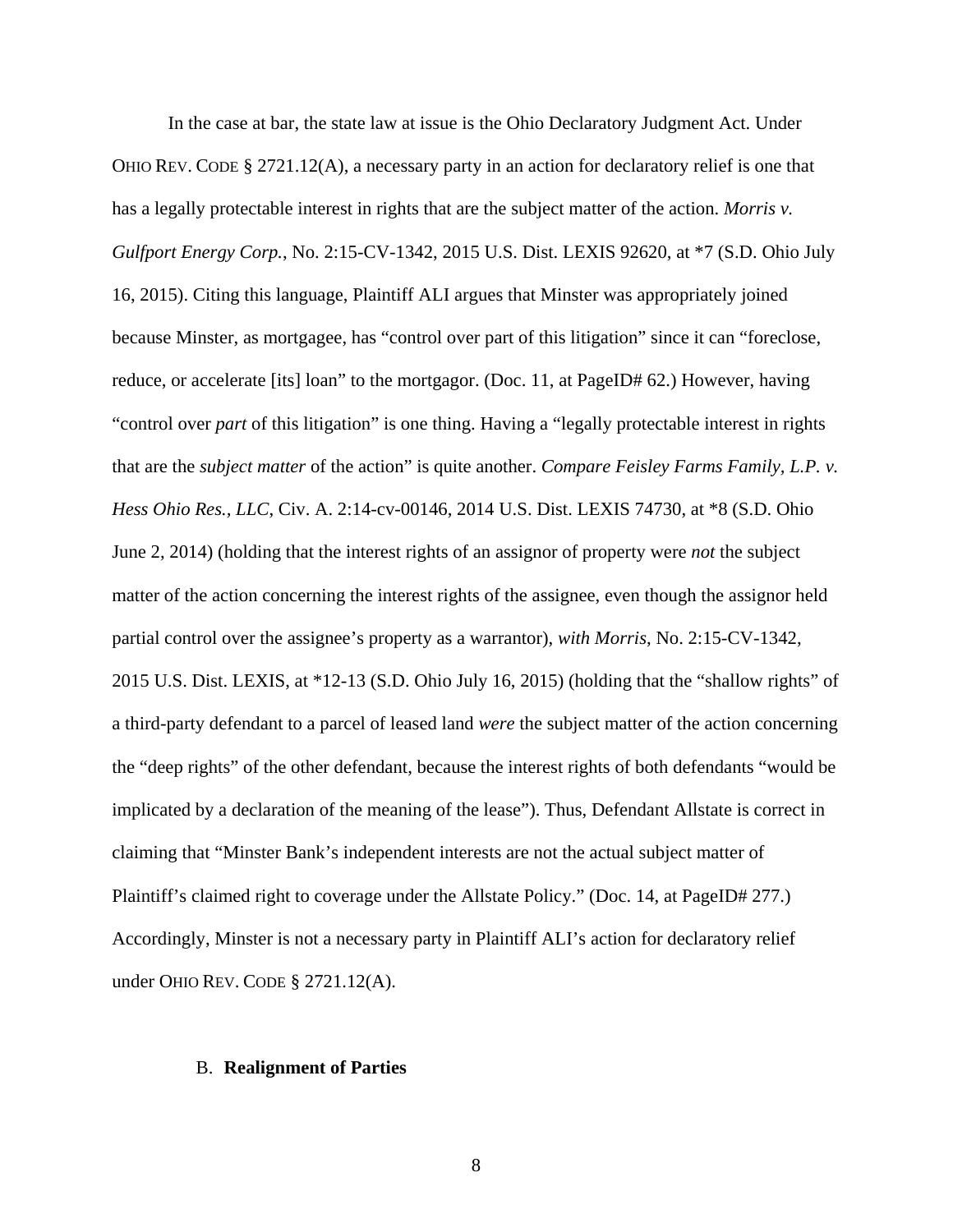In the case at bar, the state law at issue is the Ohio Declaratory Judgment Act. Under OHIO REV. CODE § 2721.12(A), a necessary party in an action for declaratory relief is one that has a legally protectable interest in rights that are the subject matter of the action. *Morris v. Gulfport Energy Corp.*, No. 2:15-CV-1342, 2015 U.S. Dist. LEXIS 92620, at *7 (S.D. Ohio July 16, 2015). Citing this language, Plaintiff ALI argues that Minster was appropriately joined because Minster, as mortgagee, has "control over part of this litigation" since it can "foreclose, reduce, or accelerate [its] loan" to the mortgagor. (Doc. 11, at PageID# 62.) However, having "control over *part* of this litigation" is one thing. Having a "legally protectable interest in rights that are the *subject matter* of the action" is quite another. *Compare Feisley Farms Family, L.P. v. Hess Ohio Res., LLC*, Civ. A. 2:14-cv-00146, 2014 U.S. Dist. LEXIS 74730, at *8 (S.D. Ohio June 2, 2014) (holding that the interest rights of an assignor of property were *not* the subject matter of the action concerning the interest rights of the assignee, even though the assignor held partial control over the assignee's property as a warrantor), *with Morris*, No. 2:15-CV-1342, 2015 U.S. Dist. LEXIS, at *12-13 (S.D. Ohio July 16, 2015) (holding that the "shallow rights" of a third-party defendant to a parcel of leased land *were* the subject matter of the action concerning the "deep rights" of the other defendant, because the interest rights of both defendants "would be implicated by a declaration of the meaning of the lease"). Thus, Defendant Allstate is correct in claiming that "Minster Bank's independent interests are not the actual subject matter of Plaintiff's claimed right to coverage under the Allstate Policy." (Doc. 14, at PageID# 277.) Accordingly, Minster is not a necessary party in Plaintiff ALI's action for declaratory relief under OHIO REV. CODE § 2721.12(A).

### B. **Realignment of Parties**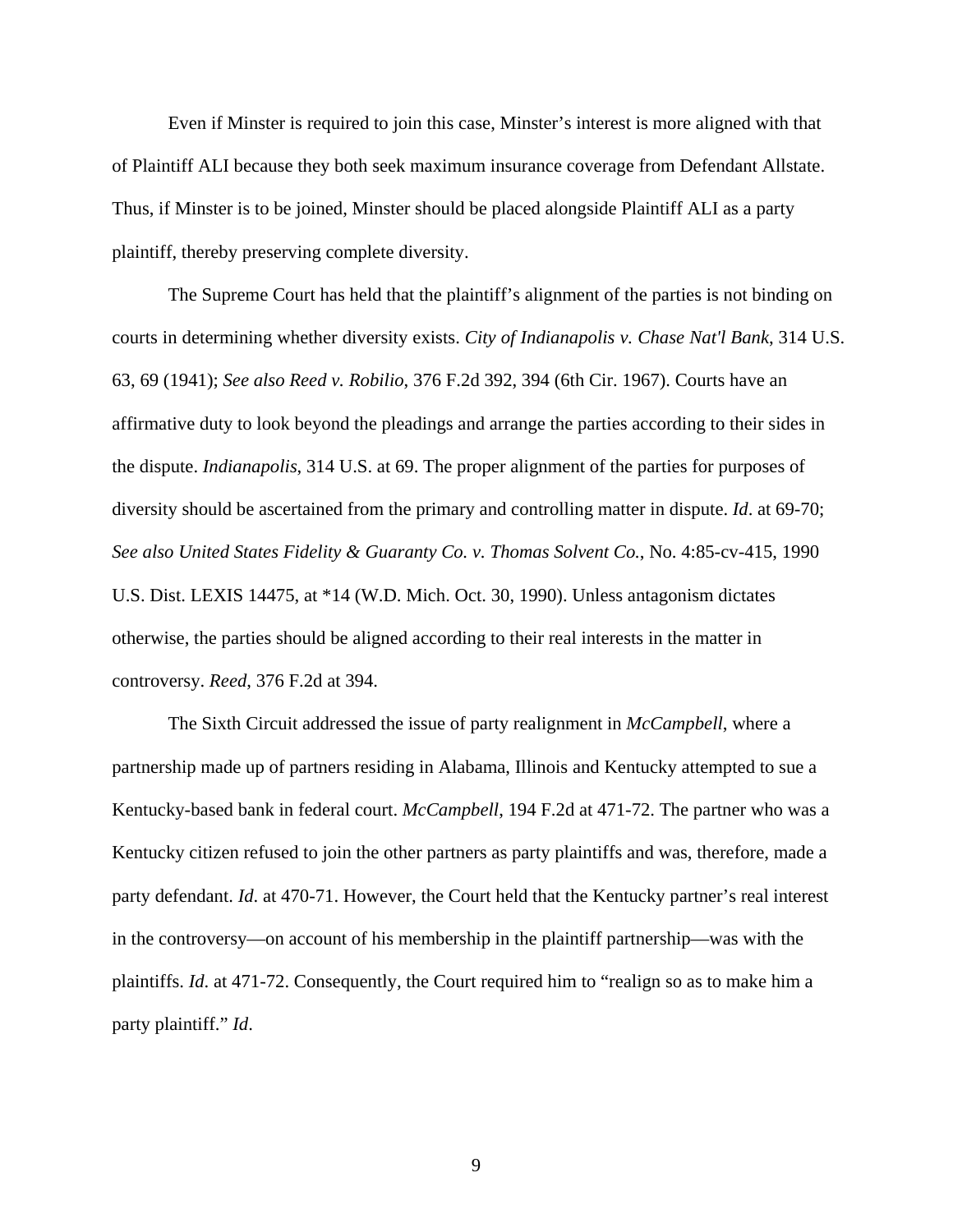Even if Minster is required to join this case, Minster's interest is more aligned with that of Plaintiff ALI because they both seek maximum insurance coverage from Defendant Allstate. Thus, if Minster is to be joined, Minster should be placed alongside Plaintiff ALI as a party plaintiff, thereby preserving complete diversity.

The Supreme Court has held that the plaintiff's alignment of the parties is not binding on courts in determining whether diversity exists. *City of Indianapolis v. Chase Nat'l Bank*, 314 U.S. 63, 69 (1941); *See also Reed v. Robilio*, 376 F.2d 392, 394 (6th Cir. 1967). Courts have an affirmative duty to look beyond the pleadings and arrange the parties according to their sides in the dispute. *Indianapolis*, 314 U.S. at 69. The proper alignment of the parties for purposes of diversity should be ascertained from the primary and controlling matter in dispute. *Id*. at 69-70; *See also United States Fidelity & Guaranty Co. v. Thomas Solvent Co.*, No. 4:85-cv-415, 1990 U.S. Dist. LEXIS 14475, at *14 (W.D. Mich. Oct. 30, 1990). Unless antagonism dictates otherwise, the parties should be aligned according to their real interests in the matter in controversy. *Reed*, 376 F.2d at 394.

The Sixth Circuit addressed the issue of party realignment in *McCampbell*, where a partnership made up of partners residing in Alabama, Illinois and Kentucky attempted to sue a Kentucky-based bank in federal court. *McCampbell*, 194 F.2d at 471-72. The partner who was a Kentucky citizen refused to join the other partners as party plaintiffs and was, therefore, made a party defendant. *Id.* at 470-71. However, the Court held that the Kentucky partner's real interest in the controversy—on account of his membership in the plaintiff partnership—was with the plaintiffs. *Id.* at 471-72. Consequently, the Court required him to "realign so as to make him a party plaintiff." *Id*.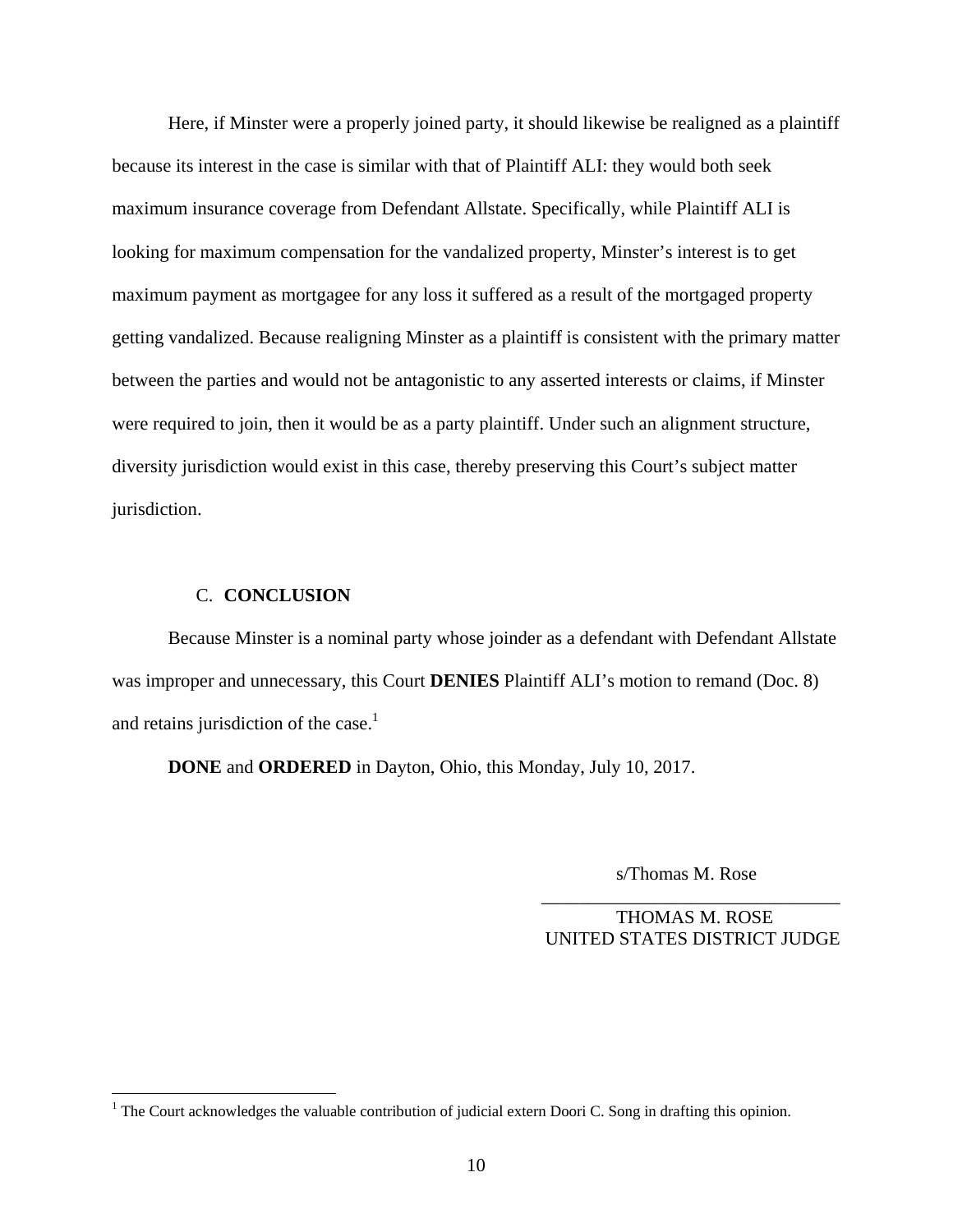Here, if Minster were a properly joined party, it should likewise be realigned as a plaintiff because its interest in the case is similar with that of Plaintiff ALI: they would both seek maximum insurance coverage from Defendant Allstate. Specifically, while Plaintiff ALI is looking for maximum compensation for the vandalized property, Minster's interest is to get maximum payment as mortgagee for any loss it suffered as a result of the mortgaged property getting vandalized. Because realigning Minster as a plaintiff is consistent with the primary matter between the parties and would not be antagonistic to any asserted interests or claims, if Minster were required to join, then it would be as a party plaintiff. Under such an alignment structure, diversity jurisdiction would exist in this case, thereby preserving this Court's subject matter jurisdiction.

### C. **CONCLUSION**

Because Minster is a nominal party whose joinder as a defendant with Defendant Allstate was improper and unnecessary, this Court **DENIES** Plaintiff ALI's motion to remand (Doc. 8) and retains jurisdiction of the case.[1]

**DONE** and **ORDERED** in Dayton, Ohio, this Monday, July 10, 2017.

s/Thomas M. Rose

\_\_\_\_\_\_\_\_\_\_\_\_\_\_\_\_\_\_\_\_\_\_\_\_\_\_\_\_\_\_\_\_

THOMAS M. ROSE
UNITED STATES DISTRICT JUDGE

---

[1] The Court acknowledges the valuable contribution of judicial extern Doori C. Song in drafting this opinion.